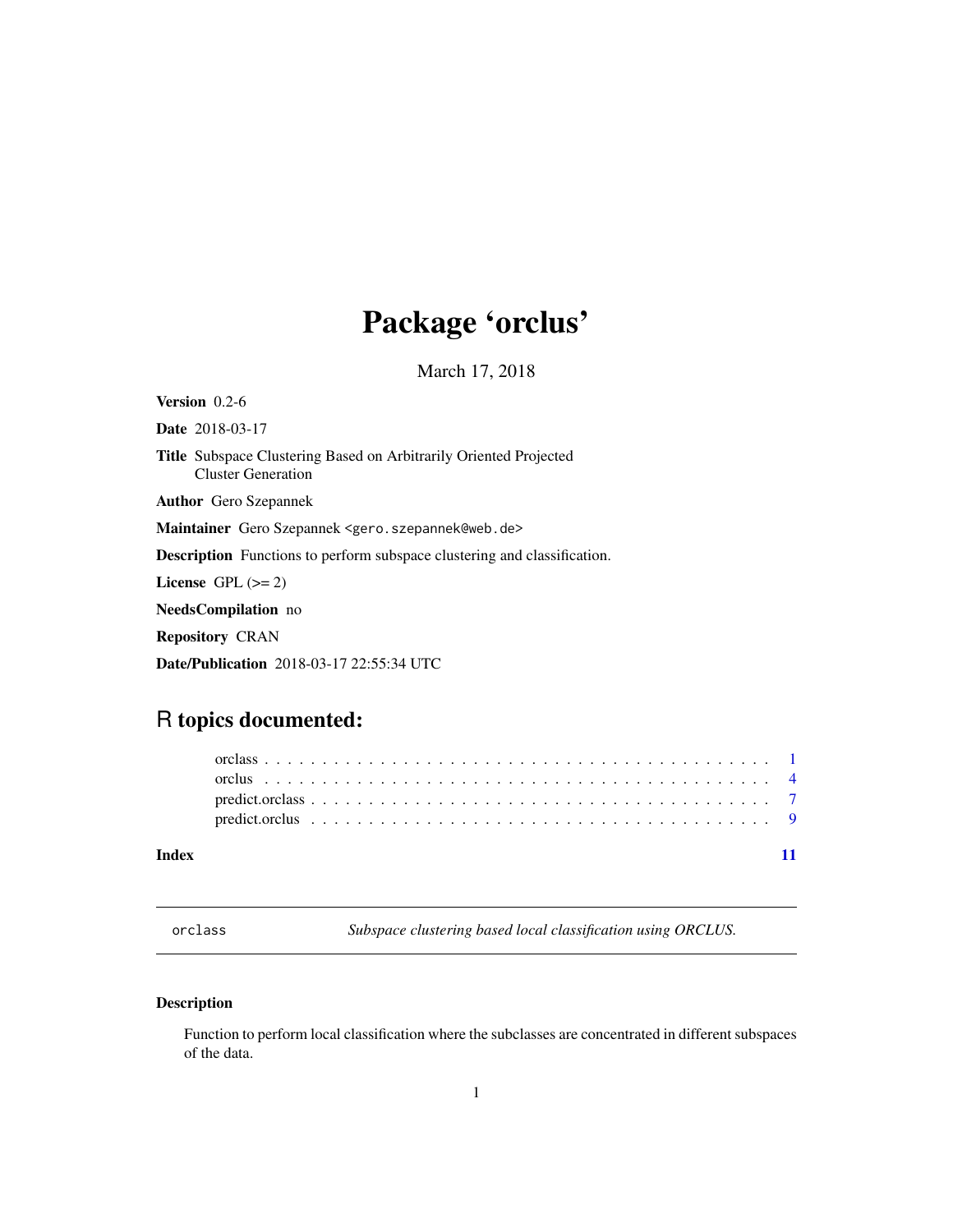# Package 'orclus'

March 17, 2018

**Version** 0.2-6

**Date** 2018-03-17

**Title** Subspace Clustering Based on Arbitrarily Oriented Projected Cluster Generation

**Author** Gero Szepannek

**Maintainer** Gero Szepannek <gero.szepannek@web.de>

**Description** Functions to perform subspace clustering and classification.

**License** GPL (>= 2)

**NeedsCompilation** no

**Repository** CRAN

**Date/Publication** 2018-03-17 22:55:34 UTC

## R topics documented:

- orclass . . . . . . . . . . . . . . . . . . . . . . . . . . . . . . . . . . . . . . . . . . 1
- orclus . . . . . . . . . . . . . . . . . . . . . . . . . . . . . . . . . . . . . . . . . . 4
- predict.orclass . . . . . . . . . . . . . . . . . . . . . . . . . . . . . . . . . . . . . . 7
- predict.orclus . . . . . . . . . . . . . . . . . . . . . . . . . . . . . . . . . . . . . . . 9

**Index** 11

---

`orclass` *Subspace clustering based local classification using ORCLUS.*

---

### Description

Function to perform local classification where the subclasses are concentrated in different subspaces of the data.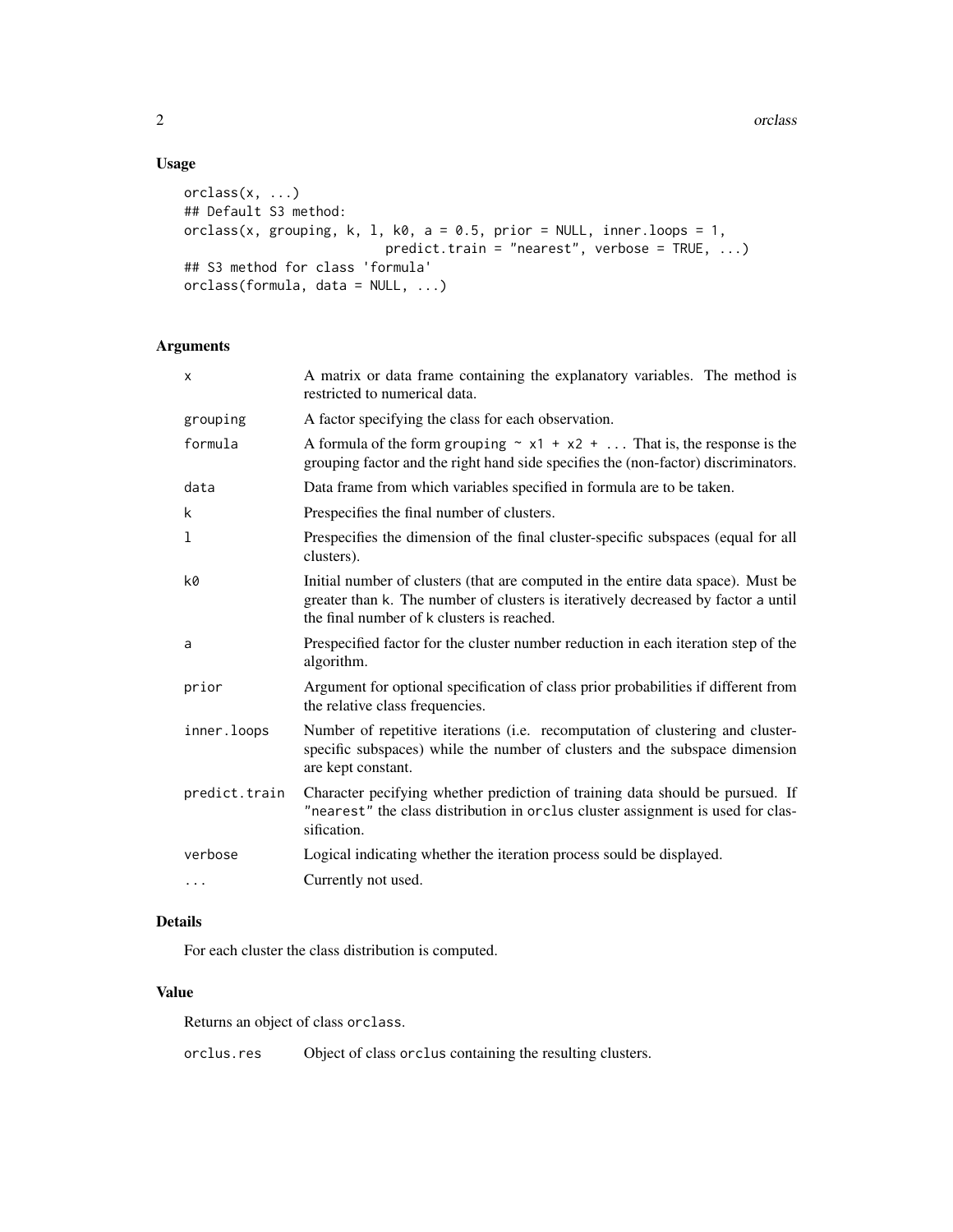## Usage

```
orclass(x, ...)
## Default S3 method:
orclass(x, grouping, k, l, k0, a = 0.5, prior = NULL, inner.loops = 1,
                        predict.train = "nearest", verbose = TRUE, ...)
## S3 method for class 'formula'
orclass(formula, data = NULL, ...)
```

## Arguments

| | |
|---|---|
| `x` | A matrix or data frame containing the explanatory variables. The method is restricted to numerical data. |
| `grouping` | A factor specifying the class for each observation. |
| `formula` | A formula of the form `grouping ~ x1 + x2 + ...` That is, the response is the grouping factor and the right hand side specifies the (non-factor) discriminators. |
| `data` | Data frame from which variables specified in formula are to be taken. |
| `k` | Prespecifies the final number of clusters. |
| `l` | Prespecifies the dimension of the final cluster-specific subspaces (equal for all clusters). |
| `k0` | Initial number of clusters (that are computed in the entire data space). Must be greater than `k`. The number of clusters is iteratively decreased by factor `a` until the final number of `k` clusters is reached. |
| `a` | Prespecified factor for the cluster number reduction in each iteration step of the algorithm. |
| `prior` | Argument for optional specification of class prior probabilities if different from the relative class frequencies. |
| `inner.loops` | Number of repetitive iterations (i.e. recomputation of clustering and cluster-specific subspaces) while the number of clusters and the subspace dimension are kept constant. |
| `predict.train` | Character pecifying whether prediction of training data should be pursued. If `"nearest"` the class distribution in `orclus` cluster assignment is used for classification. |
| `verbose` | Logical indicating whether the iteration process sould be displayed. |
| `...` | Currently not used. |

## Details

For each cluster the class distribution is computed.

## Value

Returns an object of class `orclass`.

| | |
|---|---|
| `orclus.res` | Object of class `orclus` containing the resulting clusters. |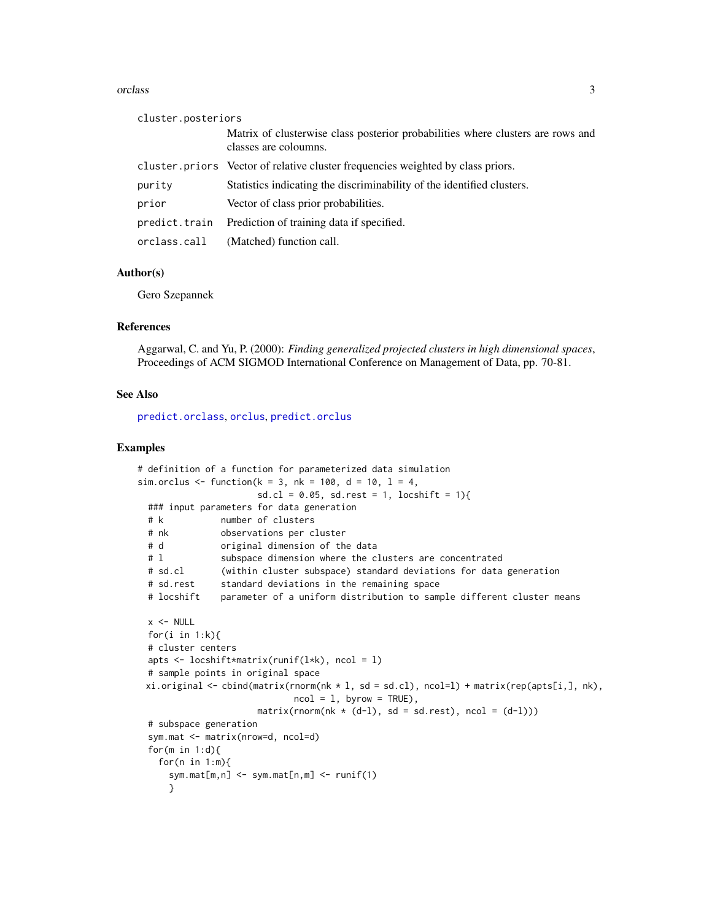| | |
|---|---|
| cluster.posteriors | Matrix of clusterwise class posterior probabilities where clusters are rows and classes are coloumns. |
| cluster.priors | Vector of relative cluster frequencies weighted by class priors. |
| purity | Statistics indicating the discriminability of the identified clusters. |
| prior | Vector of class prior probabilities. |
| predict.train | Prediction of training data if specified. |
| orclass.call | (Matched) function call. |

## Author(s)

Gero Szepannek

## References

Aggarwal, C. and Yu, P. (2000): *Finding generalized projected clusters in high dimensional spaces*, Proceedings of ACM SIGMOD International Conference on Management of Data, pp. 70-81.

## See Also

predict.orclass, orclus, predict.orclus

## Examples

```
# definition of a function for parameterized data simulation
sim.orclus <- function(k = 3, nk = 100, d = 10, l = 4,
                       sd.cl = 0.05, sd.rest = 1, locshift = 1){
  ### input parameters for data generation
  # k           number of clusters
  # nk          observations per cluster
  # d           original dimension of the data
  # l           subspace dimension where the clusters are concentrated
  # sd.cl       (within cluster subspace) standard deviations for data generation
  # sd.rest     standard deviations in the remaining space
  # locshift    parameter of a uniform distribution to sample different cluster means

  x <- NULL
  for(i in 1:k){
  # cluster centers
  apts <- locshift*matrix(runif(l*k), ncol = l)
  # sample points in original space
 xi.original <- cbind(matrix(rnorm(nk * l, sd = sd.cl), ncol=l) + matrix(rep(apts[i,], nk),
                              ncol = l, byrow = TRUE),
                       matrix(rnorm(nk * (d-l), sd = sd.rest), ncol = (d-l)))
  # subspace generation
  sym.mat <- matrix(nrow=d, ncol=d)
  for(m in 1:d){
    for(n in 1:m){
      sym.mat[m,n] <- sym.mat[n,m] <- runif(1)
      }
```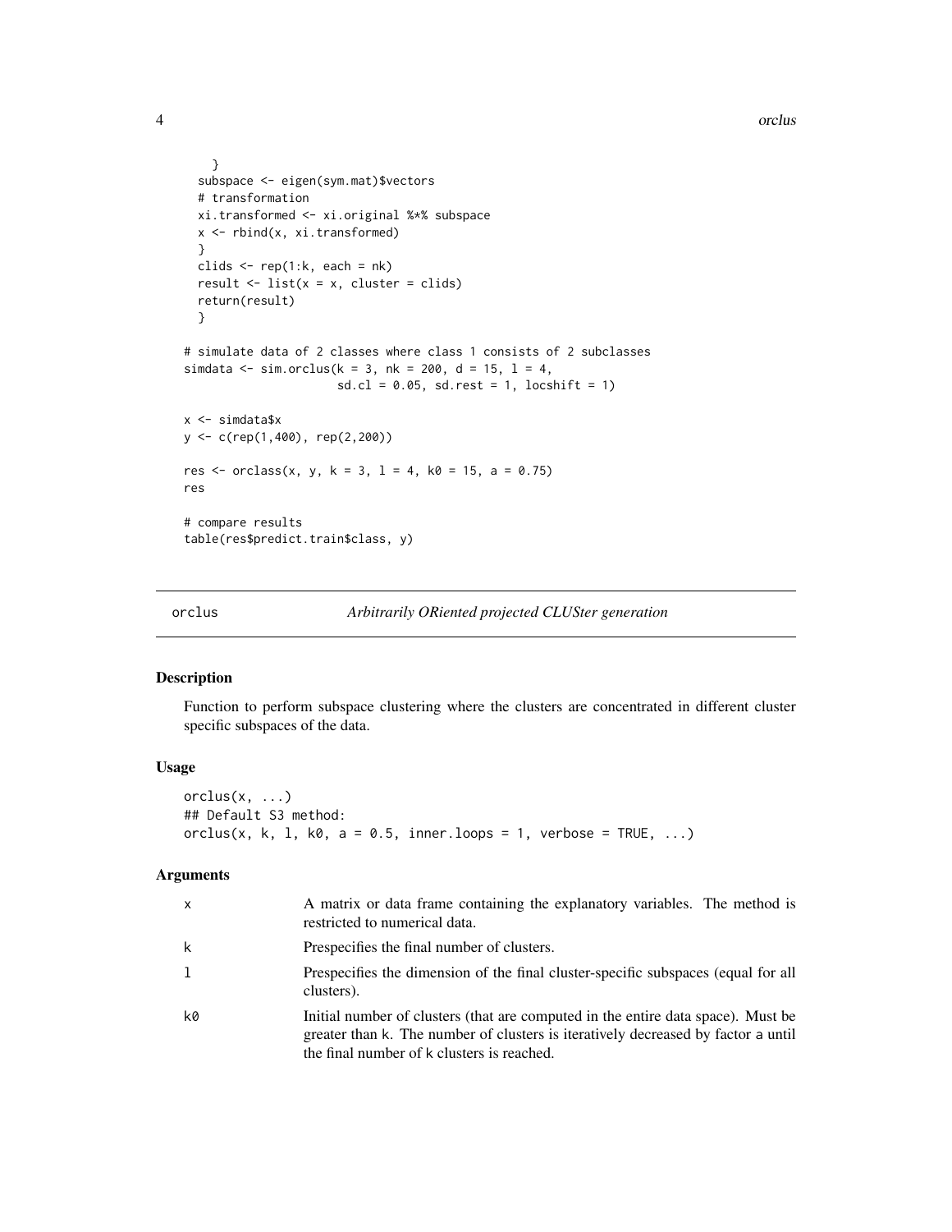```
    }
  subspace <- eigen(sym.mat)$vectors
  # transformation
  xi.transformed <- xi.original %*% subspace
  x <- rbind(x, xi.transformed)
  }
  clids <- rep(1:k, each = nk)
  result <- list(x = x, cluster = clids)
  return(result)
  }

# simulate data of 2 classes where class 1 consists of 2 subclasses
simdata <- sim.orclus(k = 3, nk = 200, d = 15, l = 4,
                      sd.cl = 0.05, sd.rest = 1, locshift = 1)

x <- simdata$x
y <- c(rep(1,400), rep(2,200))

res <- orclass(x, y, k = 3, l = 4, k0 = 15, a = 0.75)
res

# compare results
table(res$predict.train$class, y)
```

---

## orclus — *Arbitrarily ORiented projected CLUSter generation*

### Description

Function to perform subspace clustering where the clusters are concentrated in different cluster specific subspaces of the data.

### Usage

```
orclus(x, ...)
## Default S3 method:
orclus(x, k, l, k0, a = 0.5, inner.loops = 1, verbose = TRUE, ...)
```

### Arguments

| | |
|---|---|
| `x` | A matrix or data frame containing the explanatory variables. The method is restricted to numerical data. |
| `k` | Prespecifies the final number of clusters. |
| `l` | Prespecifies the dimension of the final cluster-specific subspaces (equal for all clusters). |
| `k0` | Initial number of clusters (that are computed in the entire data space). Must be greater than k. The number of clusters is iteratively decreased by factor a until the final number of k clusters is reached. |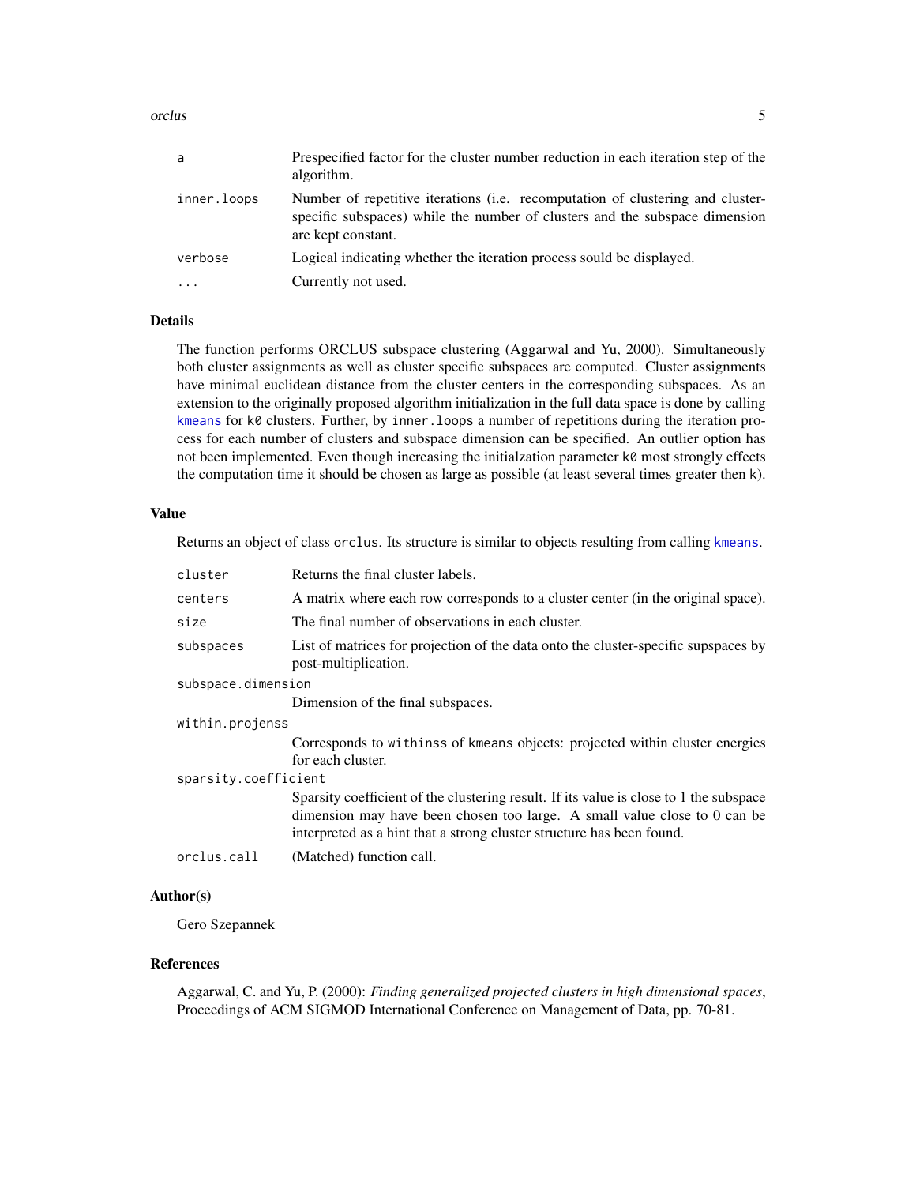| | |
|---|---|
| `a` | Prespecified factor for the cluster number reduction in each iteration step of the algorithm. |
| `inner.loops` | Number of repetitive iterations (i.e. recomputation of clustering and cluster-specific subspaces) while the number of clusters and the subspace dimension are kept constant. |
| `verbose` | Logical indicating whether the iteration process sould be displayed. |
| `...` | Currently not used. |

## Details

The function performs ORCLUS subspace clustering (Aggarwal and Yu, 2000). Simultaneously both cluster assignments as well as cluster specific subspaces are computed. Cluster assignments have minimal euclidean distance from the cluster centers in the corresponding subspaces. As an extension to the originally proposed algorithm initialization in the full data space is done by calling `kmeans` for `k0` clusters. Further, by `inner.loops` a number of repetitions during the iteration process for each number of clusters and subspace dimension can be specified. An outlier option has not been implemented. Even though increasing the initialzation parameter `k0` most strongly effects the computation time it should be chosen as large as possible (at least several times greater then `k`).

## Value

Returns an object of class `orclus`. Its structure is similar to objects resulting from calling `kmeans`.

| | |
|---|---|
| `cluster` | Returns the final cluster labels. |
| `centers` | A matrix where each row corresponds to a cluster center (in the original space). |
| `size` | The final number of observations in each cluster. |
| `subspaces` | List of matrices for projection of the data onto the cluster-specific supspaces by post-multiplication. |
| `subspace.dimension` | Dimension of the final subspaces. |
| `within.projenss` | Corresponds to `withinss` of `kmeans` objects: projected within cluster energies for each cluster. |
| `sparsity.coefficient` | Sparsity coefficient of the clustering result. If its value is close to 1 the subspace dimension may have been chosen too large. A small value close to 0 can be interpreted as a hint that a strong cluster structure has been found. |
| `orclus.call` | (Matched) function call. |

## Author(s)

Gero Szepannek

## References

Aggarwal, C. and Yu, P. (2000): *Finding generalized projected clusters in high dimensional spaces*, Proceedings of ACM SIGMOD International Conference on Management of Data, pp. 70-81.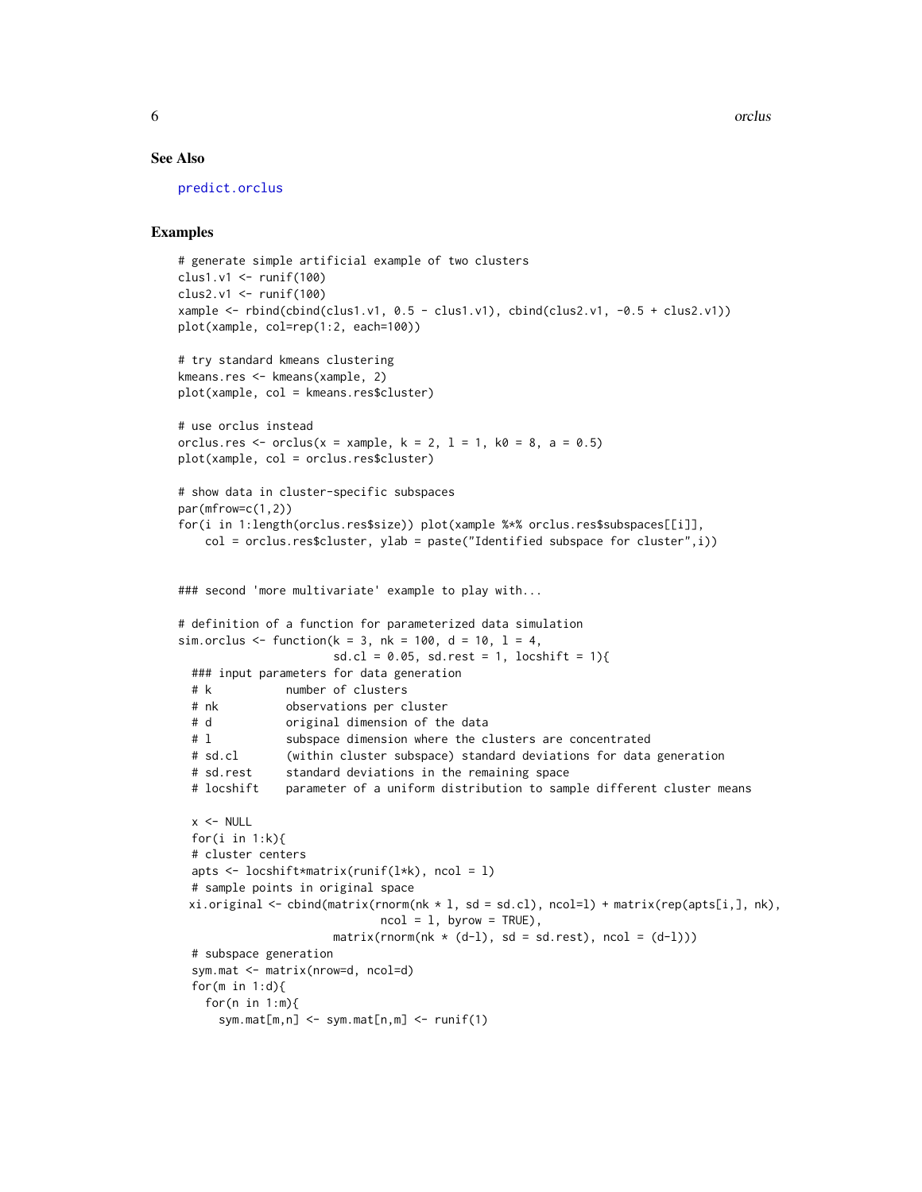## See Also

predict.orclus

## Examples

```
# generate simple artificial example of two clusters
clus1.v1 <- runif(100)
clus2.v1 <- runif(100)
xample <- rbind(cbind(clus1.v1, 0.5 - clus1.v1), cbind(clus2.v1, -0.5 + clus2.v1))
plot(xample, col=rep(1:2, each=100))

# try standard kmeans clustering
kmeans.res <- kmeans(xample, 2)
plot(xample, col = kmeans.res$cluster)

# use orclus instead
orclus.res <- orclus(x = xample, k = 2, l = 1, k0 = 8, a = 0.5)
plot(xample, col = orclus.res$cluster)

# show data in cluster-specific subspaces
par(mfrow=c(1,2))
for(i in 1:length(orclus.res$size)) plot(xample %*% orclus.res$subspaces[[i]],
    col = orclus.res$cluster, ylab = paste("Identified subspace for cluster",i))


### second 'more multivariate' example to play with...

# definition of a function for parameterized data simulation
sim.orclus <- function(k = 3, nk = 100, d = 10, l = 4,
                      sd.cl = 0.05, sd.rest = 1, locshift = 1){
  ### input parameters for data generation
  # k           number of clusters
  # nk          observations per cluster
  # d           original dimension of the data
  # l           subspace dimension where the clusters are concentrated
  # sd.cl       (within cluster subspace) standard deviations for data generation
  # sd.rest     standard deviations in the remaining space
  # locshift    parameter of a uniform distribution to sample different cluster means

  x <- NULL
  for(i in 1:k){
  # cluster centers
  apts <- locshift*matrix(runif(l*k), ncol = l)
  # sample points in original space
 xi.original <- cbind(matrix(rnorm(nk * l, sd = sd.cl), ncol=l) + matrix(rep(apts[i,], nk),
                             ncol = l, byrow = TRUE),
                      matrix(rnorm(nk * (d-l), sd = sd.rest), ncol = (d-l)))
  # subspace generation
  sym.mat <- matrix(nrow=d, ncol=d)
  for(m in 1:d){
    for(n in 1:m){
      sym.mat[m,n] <- sym.mat[n,m] <- runif(1)
```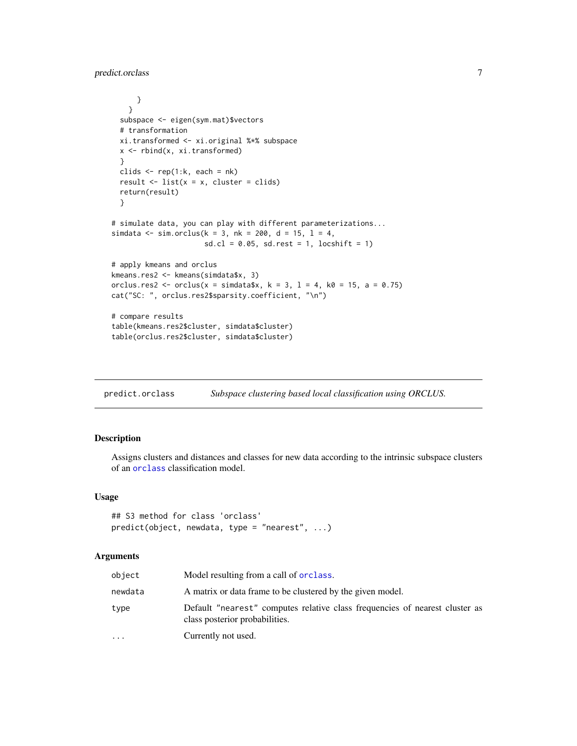```
      }
    }
  subspace <- eigen(sym.mat)$vectors
  # transformation
  xi.transformed <- xi.original %*% subspace
  x <- rbind(x, xi.transformed)
  }
  clids <- rep(1:k, each = nk)
  result <- list(x = x, cluster = clids)
  return(result)
  }

# simulate data, you can play with different parameterizations...
simdata <- sim.orclus(k = 3, nk = 200, d = 15, l = 4,
                      sd.cl = 0.05, sd.rest = 1, locshift = 1)

# apply kmeans and orclus
kmeans.res2 <- kmeans(simdata$x, 3)
orclus.res2 <- orclus(x = simdata$x, k = 3, l = 4, k0 = 15, a = 0.75)
cat("SC: ", orclus.res2$sparsity.coefficient, "\n")

# compare results
table(kmeans.res2$cluster, simdata$cluster)
table(orclus.res2$cluster, simdata$cluster)
```

## predict.orclass — *Subspace clustering based local classification using ORCLUS.*

### Description

Assigns clusters and distances and classes for new data according to the intrinsic subspace clusters of an `orclass` classification model.

### Usage

```
## S3 method for class 'orclass'
predict(object, newdata, type = "nearest", ...)
```

### Arguments

| | |
|---|---|
| `object` | Model resulting from a call of `orclass`. |
| `newdata` | A matrix or data frame to be clustered by the given model. |
| `type` | Default `"nearest"` computes relative class frequencies of nearest cluster as class posterior probabilities. |
| `...` | Currently not used. |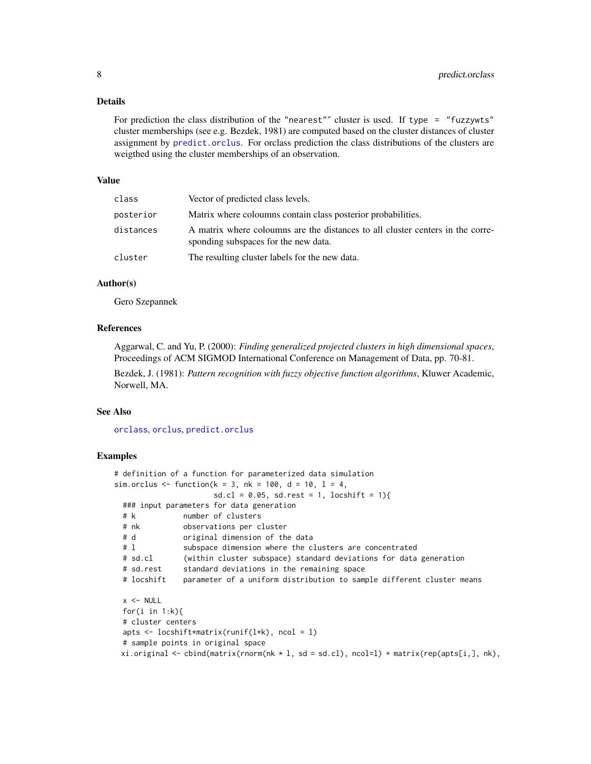### Details

For prediction the class distribution of the "nearest"" cluster is used. If `type = "fuzzywts"` cluster memberships (see e.g. Bezdek, 1981) are computed based on the cluster distances of cluster assignment by `predict.orclus`. For orclass prediction the class distributions of the clusters are weigthed using the cluster memberships of an observation.

### Value

| | |
|---|---|
| `class` | Vector of predicted class levels. |
| `posterior` | Matrix where coloumns contain class posterior probabilities. |
| `distances` | A matrix where coloumns are the distances to all cluster centers in the corresponding subspaces for the new data. |
| `cluster` | The resulting cluster labels for the new data. |

### Author(s)

Gero Szepannek

### References

Aggarwal, C. and Yu, P. (2000): *Finding generalized projected clusters in high dimensional spaces*, Proceedings of ACM SIGMOD International Conference on Management of Data, pp. 70-81.

Bezdek, J. (1981): *Pattern recognition with fuzzy objective function algorithms*, Kluwer Academic, Norwell, MA.

### See Also

`orclass`, `orclus`, `predict.orclus`

### Examples

```
# definition of a function for parameterized data simulation
sim.orclus <- function(k = 3, nk = 100, d = 10, l = 4,
                       sd.cl = 0.05, sd.rest = 1, locshift = 1){
  ### input parameters for data generation
  # k           number of clusters
  # nk          observations per cluster
  # d           original dimension of the data
  # l           subspace dimension where the clusters are concentrated
  # sd.cl       (within cluster subspace) standard deviations for data generation
  # sd.rest     standard deviations in the remaining space
  # locshift    parameter of a uniform distribution to sample different cluster means

  x <- NULL
  for(i in 1:k){
  # cluster centers
  apts <- locshift*matrix(runif(l*k), ncol = l)
  # sample points in original space
 xi.original <- cbind(matrix(rnorm(nk * l, sd = sd.cl), ncol=l) + matrix(rep(apts[i,], nk),
```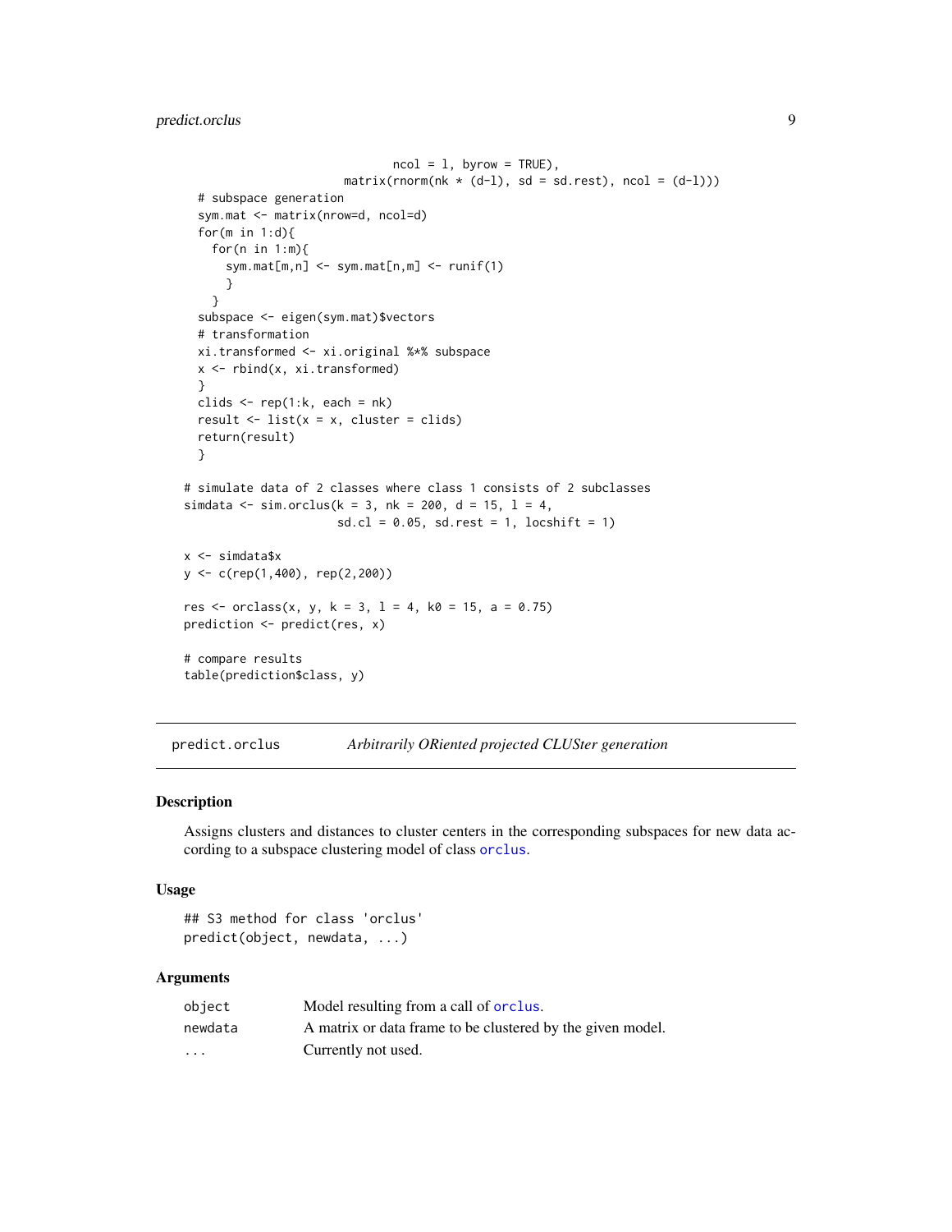```
                              ncol = l, byrow = TRUE),
                         matrix(rnorm(nk * (d-l), sd = sd.rest), ncol = (d-l)))
  # subspace generation
  sym.mat <- matrix(nrow=d, ncol=d)
  for(m in 1:d){
    for(n in 1:m){
      sym.mat[m,n] <- sym.mat[n,m] <- runif(1)
      }
    }
  subspace <- eigen(sym.mat)$vectors
  # transformation
  xi.transformed <- xi.original %*% subspace
  x <- rbind(x, xi.transformed)
  }
  clids <- rep(1:k, each = nk)
  result <- list(x = x, cluster = clids)
  return(result)
  }

# simulate data of 2 classes where class 1 consists of 2 subclasses
simdata <- sim.orclus(k = 3, nk = 200, d = 15, l = 4,
                      sd.cl = 0.05, sd.rest = 1, locshift = 1)

x <- simdata$x
y <- c(rep(1,400), rep(2,200))

res <- orclass(x, y, k = 3, l = 4, k0 = 15, a = 0.75)
prediction <- predict(res, x)

# compare results
table(prediction$class, y)
```

---

## predict.orclus — *Arbitrarily ORiented projected CLUSter generation*

### Description

Assigns clusters and distances to cluster centers in the corresponding subspaces for new data according to a subspace clustering model of class `orclus`.

### Usage

```
## S3 method for class 'orclus'
predict(object, newdata, ...)
```

### Arguments

| | |
|---|---|
| `object` | Model resulting from a call of `orclus`. |
| `newdata` | A matrix or data frame to be clustered by the given model. |
| `...` | Currently not used. |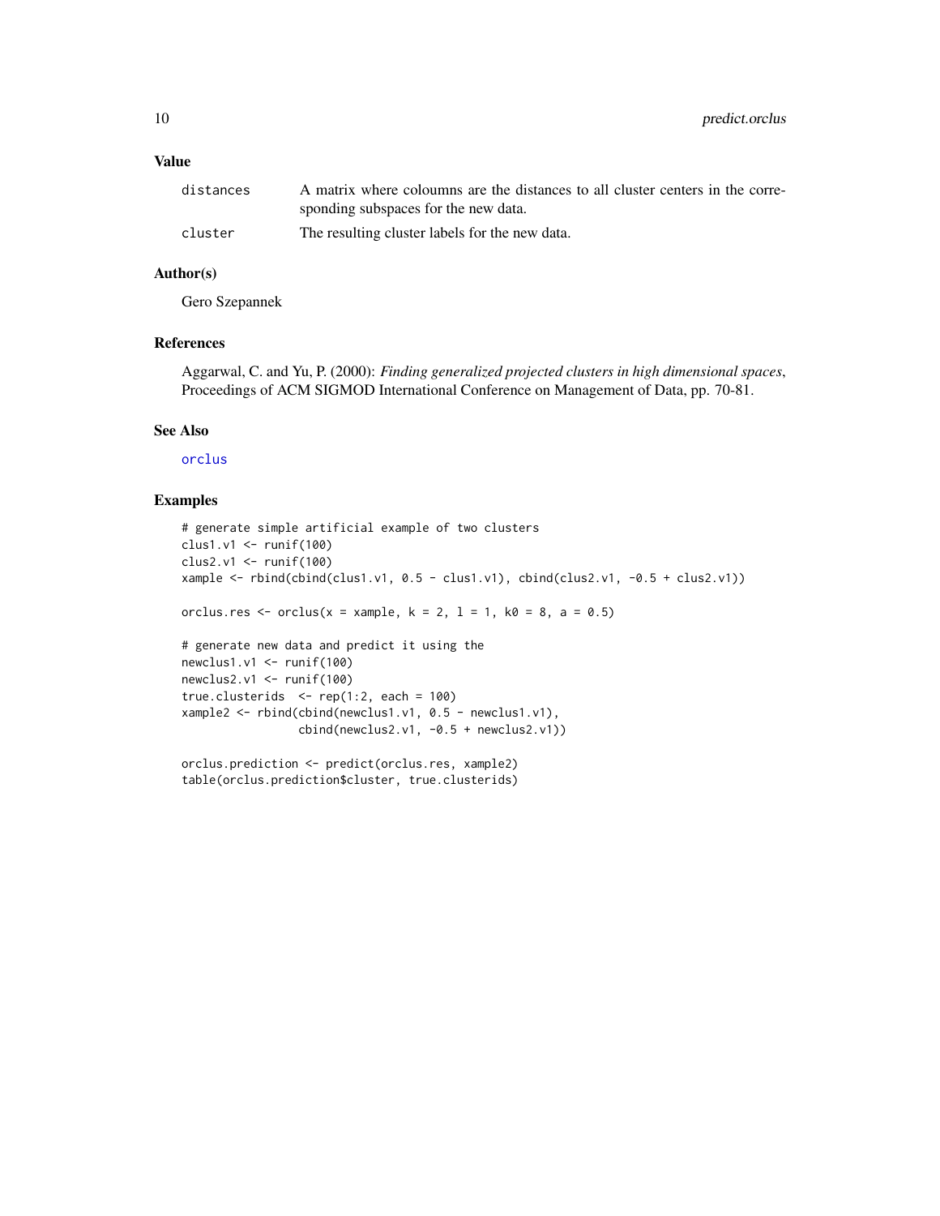## Value

| | |
|---|---|
| `distances` | A matrix where coloumns are the distances to all cluster centers in the corresponding subspaces for the new data. |
| `cluster` | The resulting cluster labels for the new data. |

## Author(s)

Gero Szepannek

## References

Aggarwal, C. and Yu, P. (2000): *Finding generalized projected clusters in high dimensional spaces*, Proceedings of ACM SIGMOD International Conference on Management of Data, pp. 70-81.

## See Also

`orclus`

## Examples

```
# generate simple artificial example of two clusters
clus1.v1 <- runif(100)
clus2.v1 <- runif(100)
xample <- rbind(cbind(clus1.v1, 0.5 - clus1.v1), cbind(clus2.v1, -0.5 + clus2.v1))

orclus.res <- orclus(x = xample, k = 2, l = 1, k0 = 8, a = 0.5)

# generate new data and predict it using the
newclus1.v1 <- runif(100)
newclus2.v1 <- runif(100)
true.clusterids  <- rep(1:2, each = 100)
xample2 <- rbind(cbind(newclus1.v1, 0.5 - newclus1.v1),
                 cbind(newclus2.v1, -0.5 + newclus2.v1))

orclus.prediction <- predict(orclus.res, xample2)
table(orclus.prediction$cluster, true.clusterids)
```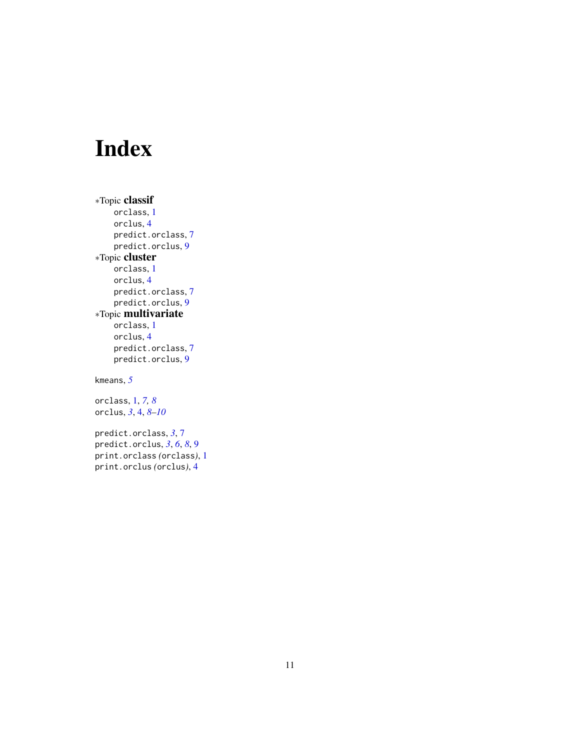# Index

∗Topic **classif**
- orclass, 1
- orclus, 4
- predict.orclass, 7
- predict.orclus, 9

∗Topic **cluster**
- orclass, 1
- orclus, 4
- predict.orclass, 7
- predict.orclus, 9

∗Topic **multivariate**
- orclass, 1
- orclus, 4
- predict.orclass, 7
- predict.orclus, 9

kmeans, *5*

orclass, 1, *7, 8*
orclus, *3*, 4, *8–10*

predict.orclass, *3*, 7
predict.orclus, *3*, *6*, *8*, 9
print.orclass *(*orclass*)*, 1
print.orclus *(*orclus*)*, 4